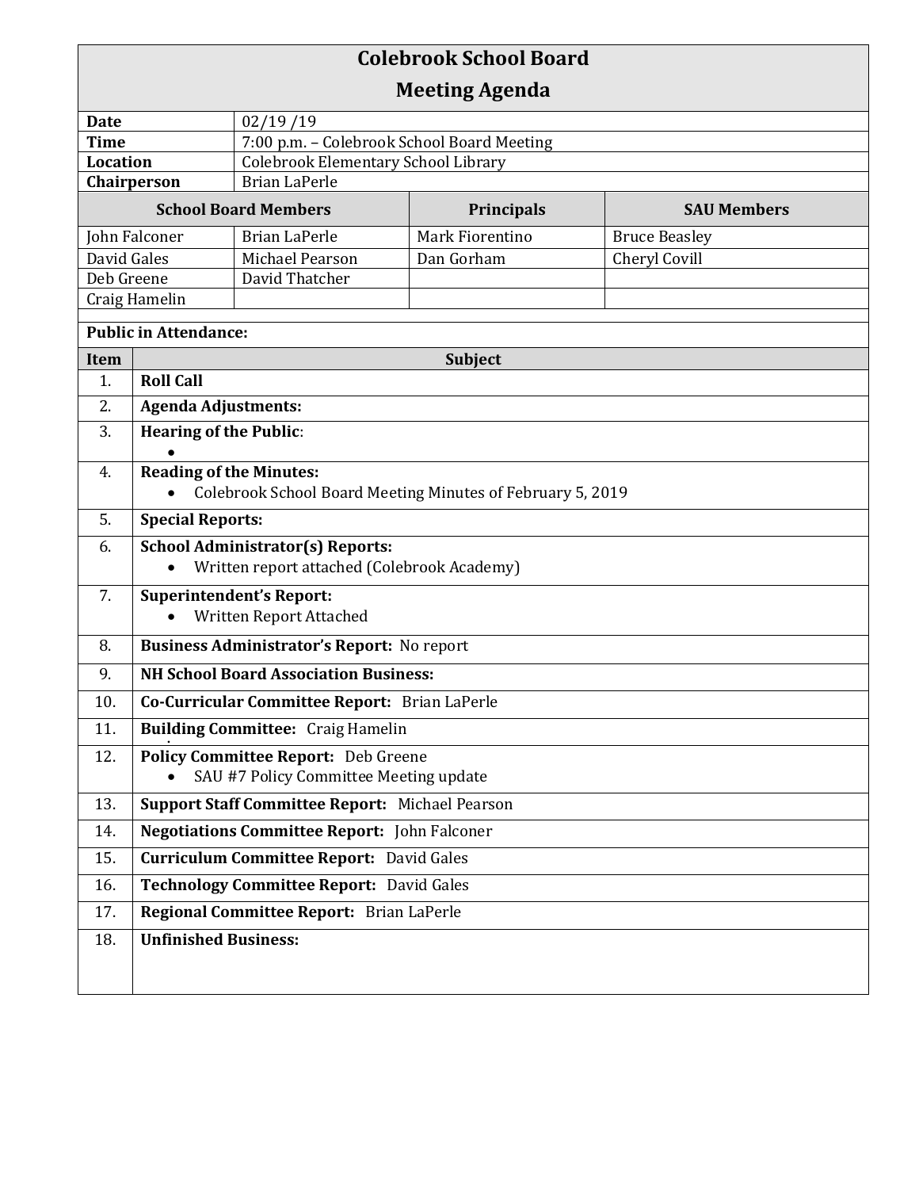# Colebrook School Board
## Meeting Agenda

| | |
|---|---|
| **Date** | 02/19 /19 |
| **Time** | 7:00 p.m. – Colebrook School Board Meeting |
| **Location** | Colebrook Elementary School Library |
| **Chairperson** | Brian LaPerle |

| **School Board Members** | | **Principals** | **SAU Members** |
|---|---|---|---|
| John Falconer | Brian LaPerle | Mark Fiorentino | Bruce Beasley |
| David Gales | Michael Pearson | Dan Gorham | Cheryl Covill |
| Deb Greene | David Thatcher | | |
| Craig Hamelin | | | |

**Public in Attendance:**

| Item | Subject |
|---|---|
| 1. | **Roll Call** |
| 2. | **Agenda Adjustments:** |
| 3. | **Hearing of the Public**:<br>• |
| 4. | **Reading of the Minutes:**<br>• Colebrook School Board Meeting Minutes of February 5, 2019 |
| 5. | **Special Reports:** |
| 6. | **School Administrator(s) Reports:**<br>• Written report attached (Colebrook Academy) |
| 7. | **Superintendent's Report:**<br>• Written Report Attached |
| 8. | **Business Administrator's Report:** No report |
| 9. | **NH School Board Association Business:** |
| 10. | **Co-Curricular Committee Report:** Brian LaPerle |
| 11. | **Building Committee:** Craig Hamelin |
| 12. | **Policy Committee Report:** Deb Greene<br>• SAU #7 Policy Committee Meeting update |
| 13. | **Support Staff Committee Report:** Michael Pearson |
| 14. | **Negotiations Committee Report:** John Falconer |
| 15. | **Curriculum Committee Report:** David Gales |
| 16. | **Technology Committee Report:** David Gales |
| 17. | **Regional Committee Report:** Brian LaPerle |
| 18. | **Unfinished Business:** |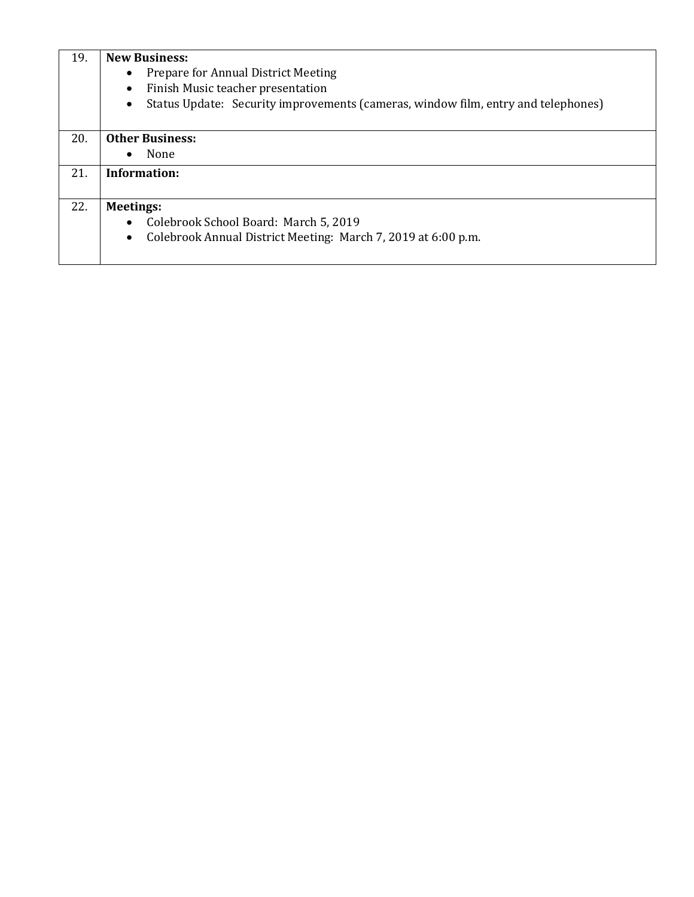| | |
|---|---|
| 19. | **New Business:**<br>• Prepare for Annual District Meeting<br>• Finish Music teacher presentation<br>• Status Update: Security improvements (cameras, window film, entry and telephones) |
| 20. | **Other Business:**<br>• None |
| 21. | **Information:** |
| 22. | **Meetings:**<br>• Colebrook School Board: March 5, 2019<br>• Colebrook Annual District Meeting: March 7, 2019 at 6:00 p.m. |